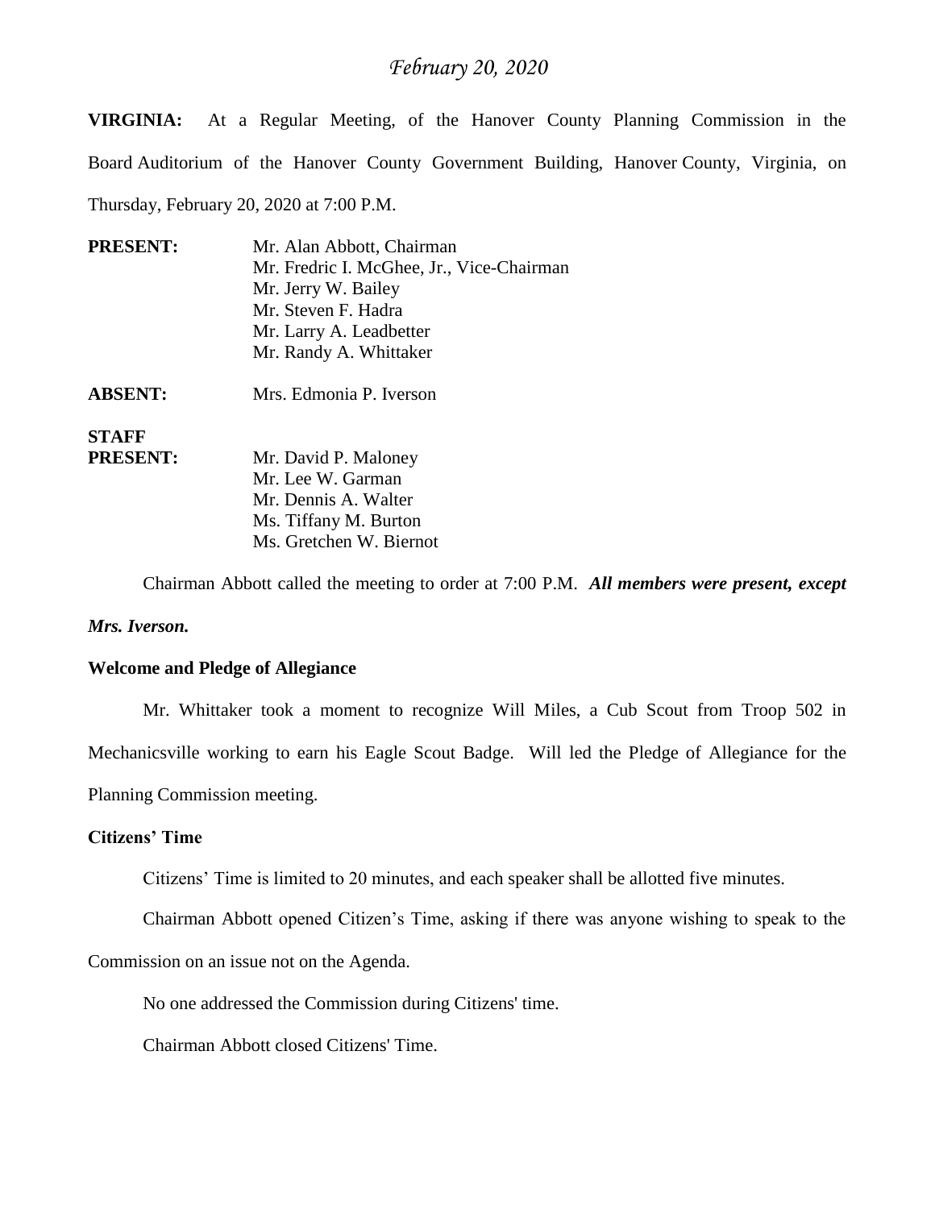*February 20, 2020*

**VIRGINIA:** At a Regular Meeting, of the Hanover County Planning Commission in the Board Auditorium of the Hanover County Government Building, Hanover County, Virginia, on Thursday, February 20, 2020 at 7:00 P.M.

| | |
|---|---|
| **PRESENT:** | Mr. Alan Abbott, Chairman<br>Mr. Fredric I. McGhee, Jr., Vice-Chairman<br>Mr. Jerry W. Bailey<br>Mr. Steven F. Hadra<br>Mr. Larry A. Leadbetter<br>Mr. Randy A. Whittaker |
| **ABSENT:** | Mrs. Edmonia P. Iverson |
| **STAFF PRESENT:** | Mr. David P. Maloney<br>Mr. Lee W. Garman<br>Mr. Dennis A. Walter<br>Ms. Tiffany M. Burton<br>Ms. Gretchen W. Biernot |

Chairman Abbott called the meeting to order at 7:00 P.M. ***All members were present, except Mrs. Iverson.***

**Welcome and Pledge of Allegiance**

Mr. Whittaker took a moment to recognize Will Miles, a Cub Scout from Troop 502 in Mechanicsville working to earn his Eagle Scout Badge. Will led the Pledge of Allegiance for the Planning Commission meeting.

**Citizens' Time**

Citizens' Time is limited to 20 minutes, and each speaker shall be allotted five minutes.

Chairman Abbott opened Citizen's Time, asking if there was anyone wishing to speak to the Commission on an issue not on the Agenda.

No one addressed the Commission during Citizens' time.

Chairman Abbott closed Citizens' Time.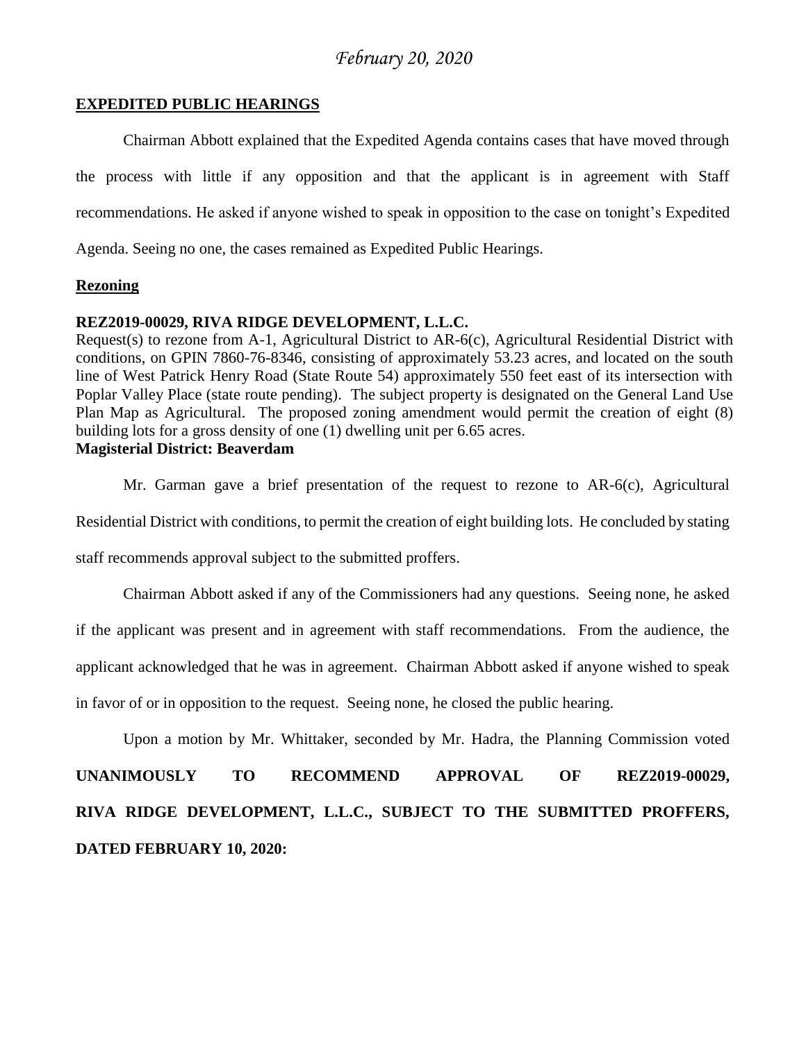*February 20, 2020*

## EXPEDITED PUBLIC HEARINGS

Chairman Abbott explained that the Expedited Agenda contains cases that have moved through the process with little if any opposition and that the applicant is in agreement with Staff recommendations. He asked if anyone wished to speak in opposition to the case on tonight's Expedited Agenda. Seeing no one, the cases remained as Expedited Public Hearings.

### Rezoning

**REZ2019-00029, RIVA RIDGE DEVELOPMENT, L.L.C.**
Request(s) to rezone from A-1, Agricultural District to AR-6(c), Agricultural Residential District with conditions, on GPIN 7860-76-8346, consisting of approximately 53.23 acres, and located on the south line of West Patrick Henry Road (State Route 54) approximately 550 feet east of its intersection with Poplar Valley Place (state route pending). The subject property is designated on the General Land Use Plan Map as Agricultural. The proposed zoning amendment would permit the creation of eight (8) building lots for a gross density of one (1) dwelling unit per 6.65 acres.
**Magisterial District: Beaverdam**

Mr. Garman gave a brief presentation of the request to rezone to AR-6(c), Agricultural Residential District with conditions, to permit the creation of eight building lots. He concluded by stating staff recommends approval subject to the submitted proffers.

Chairman Abbott asked if any of the Commissioners had any questions. Seeing none, he asked if the applicant was present and in agreement with staff recommendations. From the audience, the applicant acknowledged that he was in agreement. Chairman Abbott asked if anyone wished to speak in favor of or in opposition to the request. Seeing none, he closed the public hearing.

Upon a motion by Mr. Whittaker, seconded by Mr. Hadra, the Planning Commission voted **UNANIMOUSLY TO RECOMMEND APPROVAL OF REZ2019-00029, RIVA RIDGE DEVELOPMENT, L.L.C., SUBJECT TO THE SUBMITTED PROFFERS, DATED FEBRUARY 10, 2020:**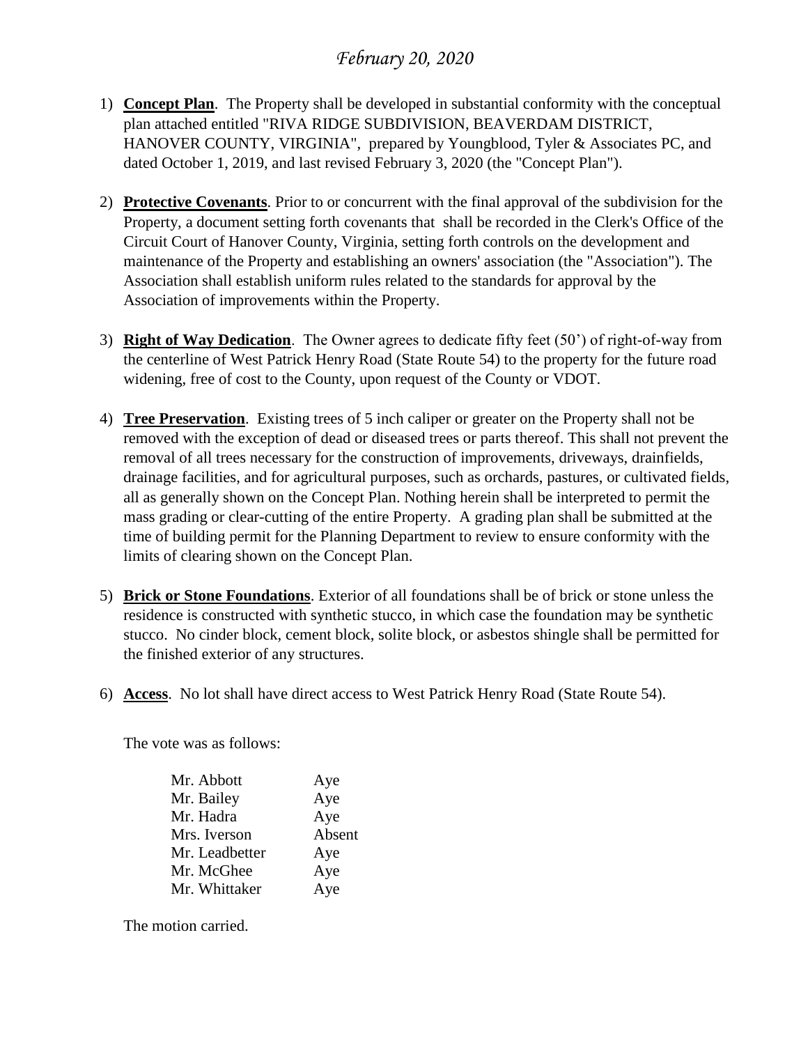1) **Concept Plan**. The Property shall be developed in substantial conformity with the conceptual plan attached entitled "RIVA RIDGE SUBDIVISION, BEAVERDAM DISTRICT, HANOVER COUNTY, VIRGINIA", prepared by Youngblood, Tyler & Associates PC, and dated October 1, 2019, and last revised February 3, 2020 (the "Concept Plan").

2) **Protective Covenants**. Prior to or concurrent with the final approval of the subdivision for the Property, a document setting forth covenants that shall be recorded in the Clerk's Office of the Circuit Court of Hanover County, Virginia, setting forth controls on the development and maintenance of the Property and establishing an owners' association (the "Association"). The Association shall establish uniform rules related to the standards for approval by the Association of improvements within the Property.

3) **Right of Way Dedication**. The Owner agrees to dedicate fifty feet (50') of right-of-way from the centerline of West Patrick Henry Road (State Route 54) to the property for the future road widening, free of cost to the County, upon request of the County or VDOT.

4) **Tree Preservation**. Existing trees of 5 inch caliper or greater on the Property shall not be removed with the exception of dead or diseased trees or parts thereof. This shall not prevent the removal of all trees necessary for the construction of improvements, driveways, drainfields, drainage facilities, and for agricultural purposes, such as orchards, pastures, or cultivated fields, all as generally shown on the Concept Plan. Nothing herein shall be interpreted to permit the mass grading or clear-cutting of the entire Property. A grading plan shall be submitted at the time of building permit for the Planning Department to review to ensure conformity with the limits of clearing shown on the Concept Plan.

5) **Brick or Stone Foundations**. Exterior of all foundations shall be of brick or stone unless the residence is constructed with synthetic stucco, in which case the foundation may be synthetic stucco. No cinder block, cement block, solite block, or asbestos shingle shall be permitted for the finished exterior of any structures.

6) **Access**. No lot shall have direct access to West Patrick Henry Road (State Route 54).

The vote was as follows:

| | |
|---|---|
| Mr. Abbott | Aye |
| Mr. Bailey | Aye |
| Mr. Hadra | Aye |
| Mrs. Iverson | Absent |
| Mr. Leadbetter | Aye |
| Mr. McGhee | Aye |
| Mr. Whittaker | Aye |

The motion carried.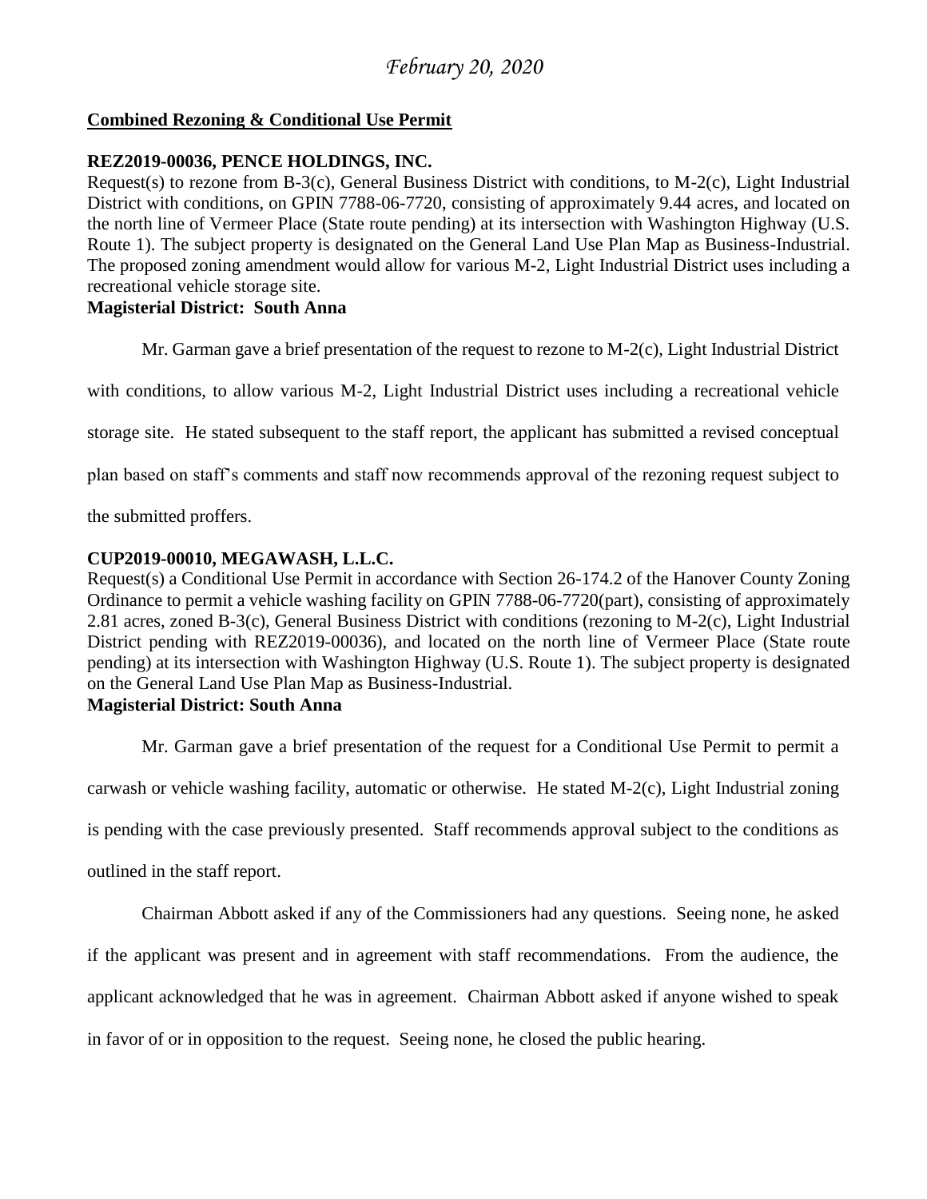*February 20, 2020*

**Combined Rezoning & Conditional Use Permit**

**REZ2019-00036, PENCE HOLDINGS, INC.**

Request(s) to rezone from B-3(c), General Business District with conditions, to M-2(c), Light Industrial District with conditions, on GPIN 7788-06-7720, consisting of approximately 9.44 acres, and located on the north line of Vermeer Place (State route pending) at its intersection with Washington Highway (U.S. Route 1). The subject property is designated on the General Land Use Plan Map as Business-Industrial. The proposed zoning amendment would allow for various M-2, Light Industrial District uses including a recreational vehicle storage site.

**Magisterial District: South Anna**

Mr. Garman gave a brief presentation of the request to rezone to M-2(c), Light Industrial District with conditions, to allow various M-2, Light Industrial District uses including a recreational vehicle storage site. He stated subsequent to the staff report, the applicant has submitted a revised conceptual plan based on staff's comments and staff now recommends approval of the rezoning request subject to the submitted proffers.

**CUP2019-00010, MEGAWASH, L.L.C.**

Request(s) a Conditional Use Permit in accordance with Section 26-174.2 of the Hanover County Zoning Ordinance to permit a vehicle washing facility on GPIN 7788-06-7720(part), consisting of approximately 2.81 acres, zoned B-3(c), General Business District with conditions (rezoning to M-2(c), Light Industrial District pending with REZ2019-00036), and located on the north line of Vermeer Place (State route pending) at its intersection with Washington Highway (U.S. Route 1). The subject property is designated on the General Land Use Plan Map as Business-Industrial.

**Magisterial District: South Anna**

Mr. Garman gave a brief presentation of the request for a Conditional Use Permit to permit a carwash or vehicle washing facility, automatic or otherwise. He stated M-2(c), Light Industrial zoning is pending with the case previously presented. Staff recommends approval subject to the conditions as outlined in the staff report.

Chairman Abbott asked if any of the Commissioners had any questions. Seeing none, he asked if the applicant was present and in agreement with staff recommendations. From the audience, the applicant acknowledged that he was in agreement. Chairman Abbott asked if anyone wished to speak in favor of or in opposition to the request. Seeing none, he closed the public hearing.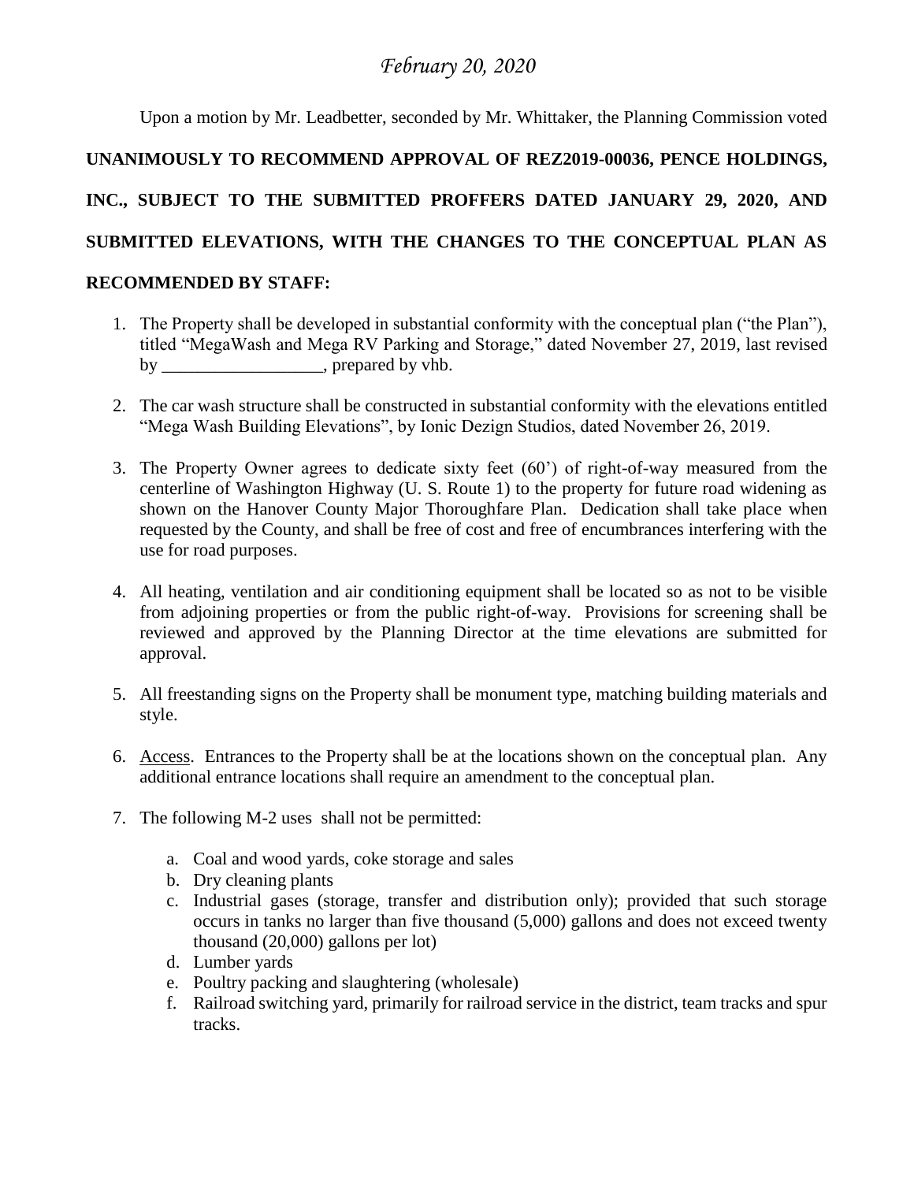*February 20, 2020*

Upon a motion by Mr. Leadbetter, seconded by Mr. Whittaker, the Planning Commission voted **UNANIMOUSLY TO RECOMMEND APPROVAL OF REZ2019-00036, PENCE HOLDINGS, INC., SUBJECT TO THE SUBMITTED PROFFERS DATED JANUARY 29, 2020, AND SUBMITTED ELEVATIONS, WITH THE CHANGES TO THE CONCEPTUAL PLAN AS RECOMMENDED BY STAFF:**

1. The Property shall be developed in substantial conformity with the conceptual plan ("the Plan"), titled "MegaWash and Mega RV Parking and Storage," dated November 27, 2019, last revised by __________________, prepared by vhb.

2. The car wash structure shall be constructed in substantial conformity with the elevations entitled "Mega Wash Building Elevations", by Ionic Dezign Studios, dated November 26, 2019.

3. The Property Owner agrees to dedicate sixty feet (60') of right-of-way measured from the centerline of Washington Highway (U. S. Route 1) to the property for future road widening as shown on the Hanover County Major Thoroughfare Plan. Dedication shall take place when requested by the County, and shall be free of cost and free of encumbrances interfering with the use for road purposes.

4. All heating, ventilation and air conditioning equipment shall be located so as not to be visible from adjoining properties or from the public right-of-way. Provisions for screening shall be reviewed and approved by the Planning Director at the time elevations are submitted for approval.

5. All freestanding signs on the Property shall be monument type, matching building materials and style.

6. <u>Access</u>. Entrances to the Property shall be at the locations shown on the conceptual plan. Any additional entrance locations shall require an amendment to the conceptual plan.

7. The following M-2 uses shall not be permitted:

    a. Coal and wood yards, coke storage and sales
    b. Dry cleaning plants
    c. Industrial gases (storage, transfer and distribution only); provided that such storage occurs in tanks no larger than five thousand (5,000) gallons and does not exceed twenty thousand (20,000) gallons per lot)
    d. Lumber yards
    e. Poultry packing and slaughtering (wholesale)
    f. Railroad switching yard, primarily for railroad service in the district, team tracks and spur tracks.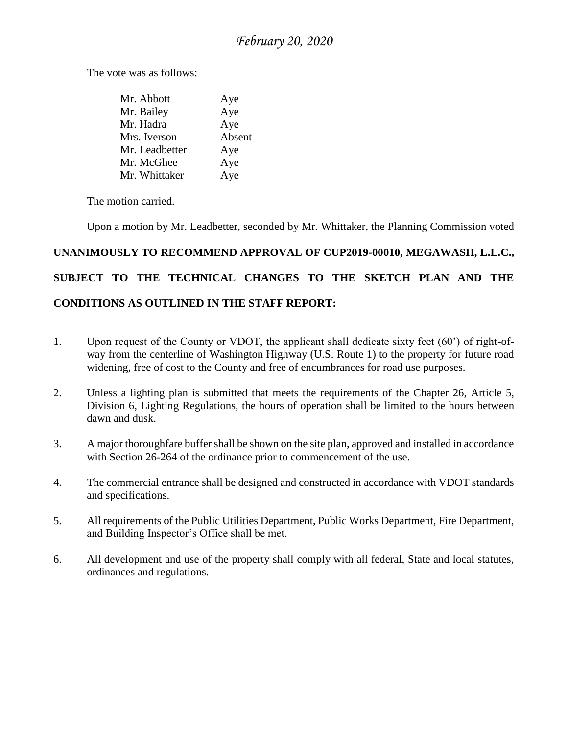The vote was as follows:

| | |
|---|---|
| Mr. Abbott | Aye |
| Mr. Bailey | Aye |
| Mr. Hadra | Aye |
| Mrs. Iverson | Absent |
| Mr. Leadbetter | Aye |
| Mr. McGhee | Aye |
| Mr. Whittaker | Aye |

The motion carried.

Upon a motion by Mr. Leadbetter, seconded by Mr. Whittaker, the Planning Commission voted **UNANIMOUSLY TO RECOMMEND APPROVAL OF CUP2019-00010, MEGAWASH, L.L.C., SUBJECT TO THE TECHNICAL CHANGES TO THE SKETCH PLAN AND THE CONDITIONS AS OUTLINED IN THE STAFF REPORT:**

1. Upon request of the County or VDOT, the applicant shall dedicate sixty feet (60') of right-of-way from the centerline of Washington Highway (U.S. Route 1) to the property for future road widening, free of cost to the County and free of encumbrances for road use purposes.

2. Unless a lighting plan is submitted that meets the requirements of the Chapter 26, Article 5, Division 6, Lighting Regulations, the hours of operation shall be limited to the hours between dawn and dusk.

3. A major thoroughfare buffer shall be shown on the site plan, approved and installed in accordance with Section 26-264 of the ordinance prior to commencement of the use.

4. The commercial entrance shall be designed and constructed in accordance with VDOT standards and specifications.

5. All requirements of the Public Utilities Department, Public Works Department, Fire Department, and Building Inspector's Office shall be met.

6. All development and use of the property shall comply with all federal, State and local statutes, ordinances and regulations.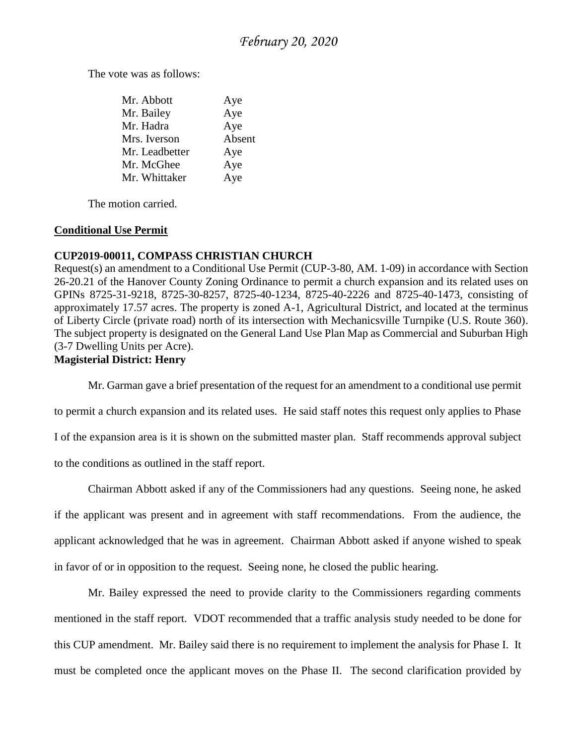The vote was as follows:

| | |
|---|---|
| Mr. Abbott | Aye |
| Mr. Bailey | Aye |
| Mr. Hadra | Aye |
| Mrs. Iverson | Absent |
| Mr. Leadbetter | Aye |
| Mr. McGhee | Aye |
| Mr. Whittaker | Aye |

The motion carried.

**Conditional Use Permit**

**CUP2019-00011, COMPASS CHRISTIAN CHURCH**

Request(s) an amendment to a Conditional Use Permit (CUP-3-80, AM. 1-09) in accordance with Section 26-20.21 of the Hanover County Zoning Ordinance to permit a church expansion and its related uses on GPINs 8725-31-9218, 8725-30-8257, 8725-40-1234, 8725-40-2226 and 8725-40-1473, consisting of approximately 17.57 acres. The property is zoned A-1, Agricultural District, and located at the terminus of Liberty Circle (private road) north of its intersection with Mechanicsville Turnpike (U.S. Route 360). The subject property is designated on the General Land Use Plan Map as Commercial and Suburban High (3-7 Dwelling Units per Acre).

**Magisterial District: Henry**

Mr. Garman gave a brief presentation of the request for an amendment to a conditional use permit to permit a church expansion and its related uses. He said staff notes this request only applies to Phase I of the expansion area is it is shown on the submitted master plan. Staff recommends approval subject to the conditions as outlined in the staff report.

Chairman Abbott asked if any of the Commissioners had any questions. Seeing none, he asked if the applicant was present and in agreement with staff recommendations. From the audience, the applicant acknowledged that he was in agreement. Chairman Abbott asked if anyone wished to speak in favor of or in opposition to the request. Seeing none, he closed the public hearing.

Mr. Bailey expressed the need to provide clarity to the Commissioners regarding comments mentioned in the staff report. VDOT recommended that a traffic analysis study needed to be done for this CUP amendment. Mr. Bailey said there is no requirement to implement the analysis for Phase I. It must be completed once the applicant moves on the Phase II. The second clarification provided by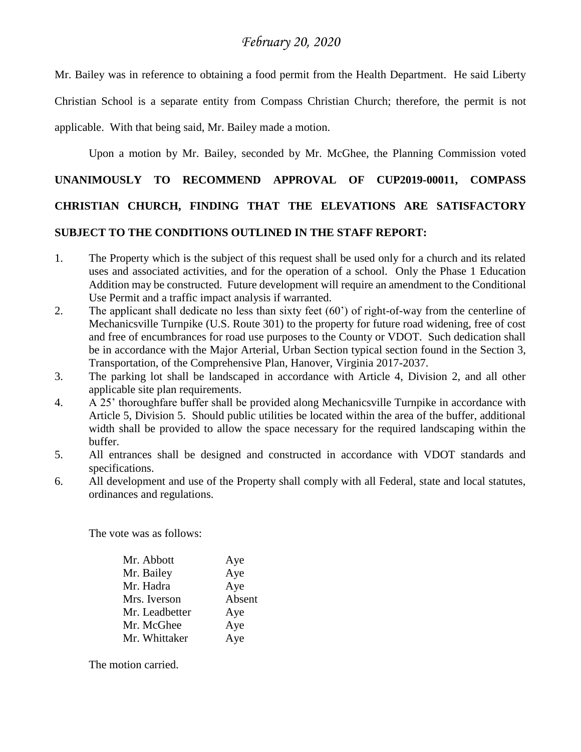Mr. Bailey was in reference to obtaining a food permit from the Health Department. He said Liberty Christian School is a separate entity from Compass Christian Church; therefore, the permit is not applicable. With that being said, Mr. Bailey made a motion.

Upon a motion by Mr. Bailey, seconded by Mr. McGhee, the Planning Commission voted **UNANIMOUSLY TO RECOMMEND APPROVAL OF CUP2019-00011, COMPASS CHRISTIAN CHURCH, FINDING THAT THE ELEVATIONS ARE SATISFACTORY SUBJECT TO THE CONDITIONS OUTLINED IN THE STAFF REPORT:**

1. The Property which is the subject of this request shall be used only for a church and its related uses and associated activities, and for the operation of a school. Only the Phase 1 Education Addition may be constructed. Future development will require an amendment to the Conditional Use Permit and a traffic impact analysis if warranted.
2. The applicant shall dedicate no less than sixty feet (60') of right-of-way from the centerline of Mechanicsville Turnpike (U.S. Route 301) to the property for future road widening, free of cost and free of encumbrances for road use purposes to the County or VDOT. Such dedication shall be in accordance with the Major Arterial, Urban Section typical section found in the Section 3, Transportation, of the Comprehensive Plan, Hanover, Virginia 2017-2037.
3. The parking lot shall be landscaped in accordance with Article 4, Division 2, and all other applicable site plan requirements.
4. A 25' thoroughfare buffer shall be provided along Mechanicsville Turnpike in accordance with Article 5, Division 5. Should public utilities be located within the area of the buffer, additional width shall be provided to allow the space necessary for the required landscaping within the buffer.
5. All entrances shall be designed and constructed in accordance with VDOT standards and specifications.
6. All development and use of the Property shall comply with all Federal, state and local statutes, ordinances and regulations.

The vote was as follows:

| | |
|---|---|
| Mr. Abbott | Aye |
| Mr. Bailey | Aye |
| Mr. Hadra | Aye |
| Mrs. Iverson | Absent |
| Mr. Leadbetter | Aye |
| Mr. McGhee | Aye |
| Mr. Whittaker | Aye |

The motion carried.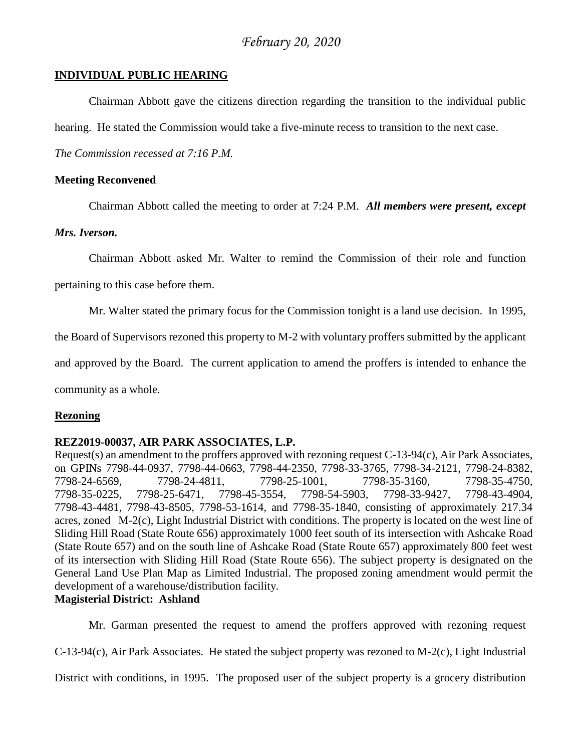## February 20, 2020

**INDIVIDUAL PUBLIC HEARING**

Chairman Abbott gave the citizens direction regarding the transition to the individual public hearing. He stated the Commission would take a five-minute recess to transition to the next case.

*The Commission recessed at 7:16 P.M.*

**Meeting Reconvened**

Chairman Abbott called the meeting to order at 7:24 P.M. ***All members were present, except Mrs. Iverson.***

Chairman Abbott asked Mr. Walter to remind the Commission of their role and function pertaining to this case before them.

Mr. Walter stated the primary focus for the Commission tonight is a land use decision. In 1995, the Board of Supervisors rezoned this property to M-2 with voluntary proffers submitted by the applicant and approved by the Board. The current application to amend the proffers is intended to enhance the community as a whole.

**Rezoning**

**REZ2019-00037, AIR PARK ASSOCIATES, L.P.**
Request(s) an amendment to the proffers approved with rezoning request C-13-94(c), Air Park Associates, on GPINs 7798-44-0937, 7798-44-0663, 7798-44-2350, 7798-33-3765, 7798-34-2121, 7798-24-8382, 7798-24-6569, 7798-24-4811, 7798-25-1001, 7798-35-3160, 7798-35-4750, 7798-35-0225, 7798-25-6471, 7798-45-3554, 7798-54-5903, 7798-33-9427, 7798-43-4904, 7798-43-4481, 7798-43-8505, 7798-53-1614, and 7798-35-1840, consisting of approximately 217.34 acres, zoned M-2(c), Light Industrial District with conditions. The property is located on the west line of Sliding Hill Road (State Route 656) approximately 1000 feet south of its intersection with Ashcake Road (State Route 657) and on the south line of Ashcake Road (State Route 657) approximately 800 feet west of its intersection with Sliding Hill Road (State Route 656). The subject property is designated on the General Land Use Plan Map as Limited Industrial. The proposed zoning amendment would permit the development of a warehouse/distribution facility.
**Magisterial District: Ashland**

Mr. Garman presented the request to amend the proffers approved with rezoning request C-13-94(c), Air Park Associates. He stated the subject property was rezoned to M-2(c), Light Industrial District with conditions, in 1995. The proposed user of the subject property is a grocery distribution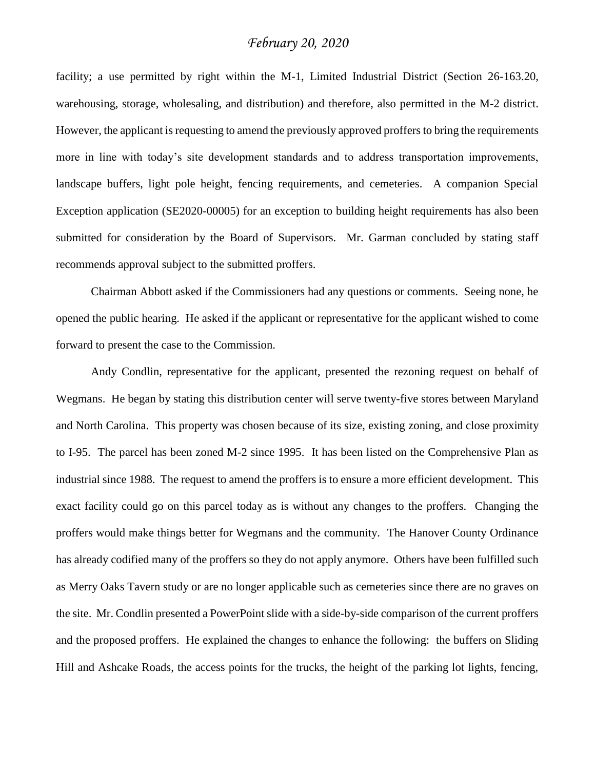facility; a use permitted by right within the M-1, Limited Industrial District (Section 26-163.20, warehousing, storage, wholesaling, and distribution) and therefore, also permitted in the M-2 district. However, the applicant is requesting to amend the previously approved proffers to bring the requirements more in line with today's site development standards and to address transportation improvements, landscape buffers, light pole height, fencing requirements, and cemeteries. A companion Special Exception application (SE2020-00005) for an exception to building height requirements has also been submitted for consideration by the Board of Supervisors. Mr. Garman concluded by stating staff recommends approval subject to the submitted proffers.

Chairman Abbott asked if the Commissioners had any questions or comments. Seeing none, he opened the public hearing. He asked if the applicant or representative for the applicant wished to come forward to present the case to the Commission.

Andy Condlin, representative for the applicant, presented the rezoning request on behalf of Wegmans. He began by stating this distribution center will serve twenty-five stores between Maryland and North Carolina. This property was chosen because of its size, existing zoning, and close proximity to I-95. The parcel has been zoned M-2 since 1995. It has been listed on the Comprehensive Plan as industrial since 1988. The request to amend the proffers is to ensure a more efficient development. This exact facility could go on this parcel today as is without any changes to the proffers. Changing the proffers would make things better for Wegmans and the community. The Hanover County Ordinance has already codified many of the proffers so they do not apply anymore. Others have been fulfilled such as Merry Oaks Tavern study or are no longer applicable such as cemeteries since there are no graves on the site. Mr. Condlin presented a PowerPoint slide with a side-by-side comparison of the current proffers and the proposed proffers. He explained the changes to enhance the following: the buffers on Sliding Hill and Ashcake Roads, the access points for the trucks, the height of the parking lot lights, fencing,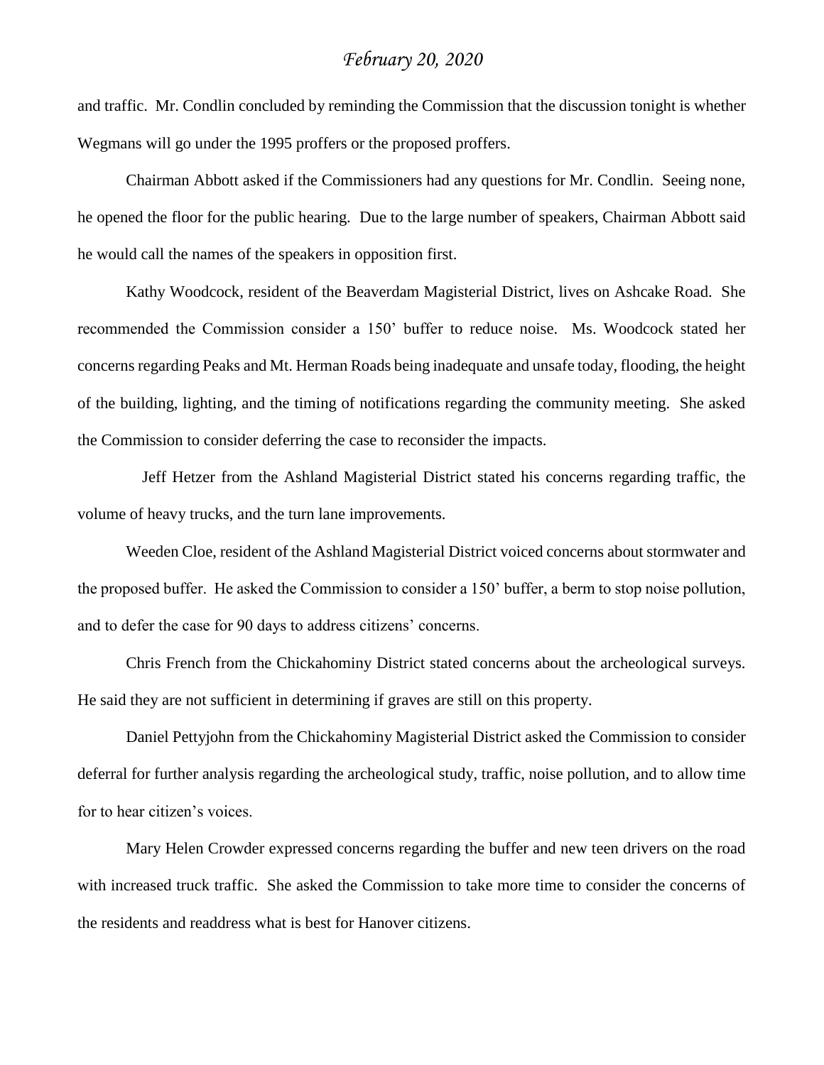and traffic. Mr. Condlin concluded by reminding the Commission that the discussion tonight is whether Wegmans will go under the 1995 proffers or the proposed proffers.

Chairman Abbott asked if the Commissioners had any questions for Mr. Condlin. Seeing none, he opened the floor for the public hearing. Due to the large number of speakers, Chairman Abbott said he would call the names of the speakers in opposition first.

Kathy Woodcock, resident of the Beaverdam Magisterial District, lives on Ashcake Road. She recommended the Commission consider a 150' buffer to reduce noise. Ms. Woodcock stated her concerns regarding Peaks and Mt. Herman Roads being inadequate and unsafe today, flooding, the height of the building, lighting, and the timing of notifications regarding the community meeting. She asked the Commission to consider deferring the case to reconsider the impacts.

Jeff Hetzer from the Ashland Magisterial District stated his concerns regarding traffic, the volume of heavy trucks, and the turn lane improvements.

Weeden Cloe, resident of the Ashland Magisterial District voiced concerns about stormwater and the proposed buffer. He asked the Commission to consider a 150' buffer, a berm to stop noise pollution, and to defer the case for 90 days to address citizens' concerns.

Chris French from the Chickahominy District stated concerns about the archeological surveys. He said they are not sufficient in determining if graves are still on this property.

Daniel Pettyjohn from the Chickahominy Magisterial District asked the Commission to consider deferral for further analysis regarding the archeological study, traffic, noise pollution, and to allow time for to hear citizen's voices.

Mary Helen Crowder expressed concerns regarding the buffer and new teen drivers on the road with increased truck traffic. She asked the Commission to take more time to consider the concerns of the residents and readdress what is best for Hanover citizens.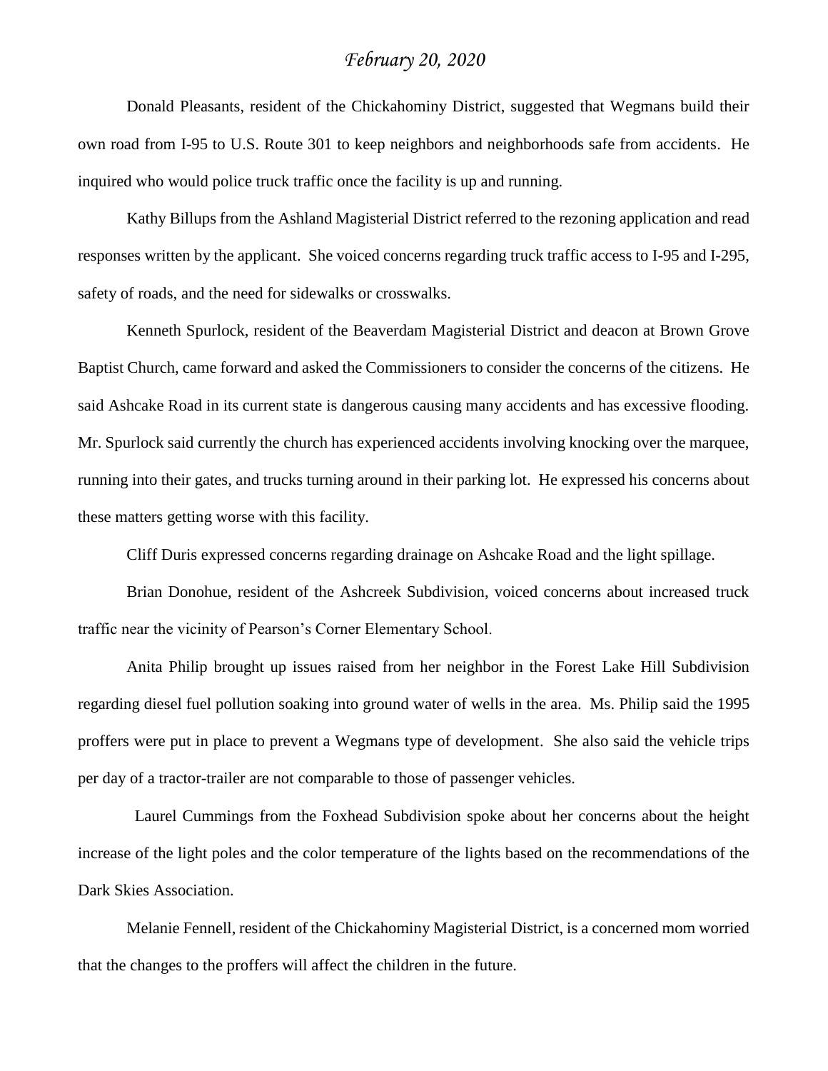*February 20, 2020*

Donald Pleasants, resident of the Chickahominy District, suggested that Wegmans build their own road from I-95 to U.S. Route 301 to keep neighbors and neighborhoods safe from accidents. He inquired who would police truck traffic once the facility is up and running.

Kathy Billups from the Ashland Magisterial District referred to the rezoning application and read responses written by the applicant. She voiced concerns regarding truck traffic access to I-95 and I-295, safety of roads, and the need for sidewalks or crosswalks.

Kenneth Spurlock, resident of the Beaverdam Magisterial District and deacon at Brown Grove Baptist Church, came forward and asked the Commissioners to consider the concerns of the citizens. He said Ashcake Road in its current state is dangerous causing many accidents and has excessive flooding. Mr. Spurlock said currently the church has experienced accidents involving knocking over the marquee, running into their gates, and trucks turning around in their parking lot. He expressed his concerns about these matters getting worse with this facility.

Cliff Duris expressed concerns regarding drainage on Ashcake Road and the light spillage.

Brian Donohue, resident of the Ashcreek Subdivision, voiced concerns about increased truck traffic near the vicinity of Pearson's Corner Elementary School.

Anita Philip brought up issues raised from her neighbor in the Forest Lake Hill Subdivision regarding diesel fuel pollution soaking into ground water of wells in the area. Ms. Philip said the 1995 proffers were put in place to prevent a Wegmans type of development. She also said the vehicle trips per day of a tractor-trailer are not comparable to those of passenger vehicles.

Laurel Cummings from the Foxhead Subdivision spoke about her concerns about the height increase of the light poles and the color temperature of the lights based on the recommendations of the Dark Skies Association.

Melanie Fennell, resident of the Chickahominy Magisterial District, is a concerned mom worried that the changes to the proffers will affect the children in the future.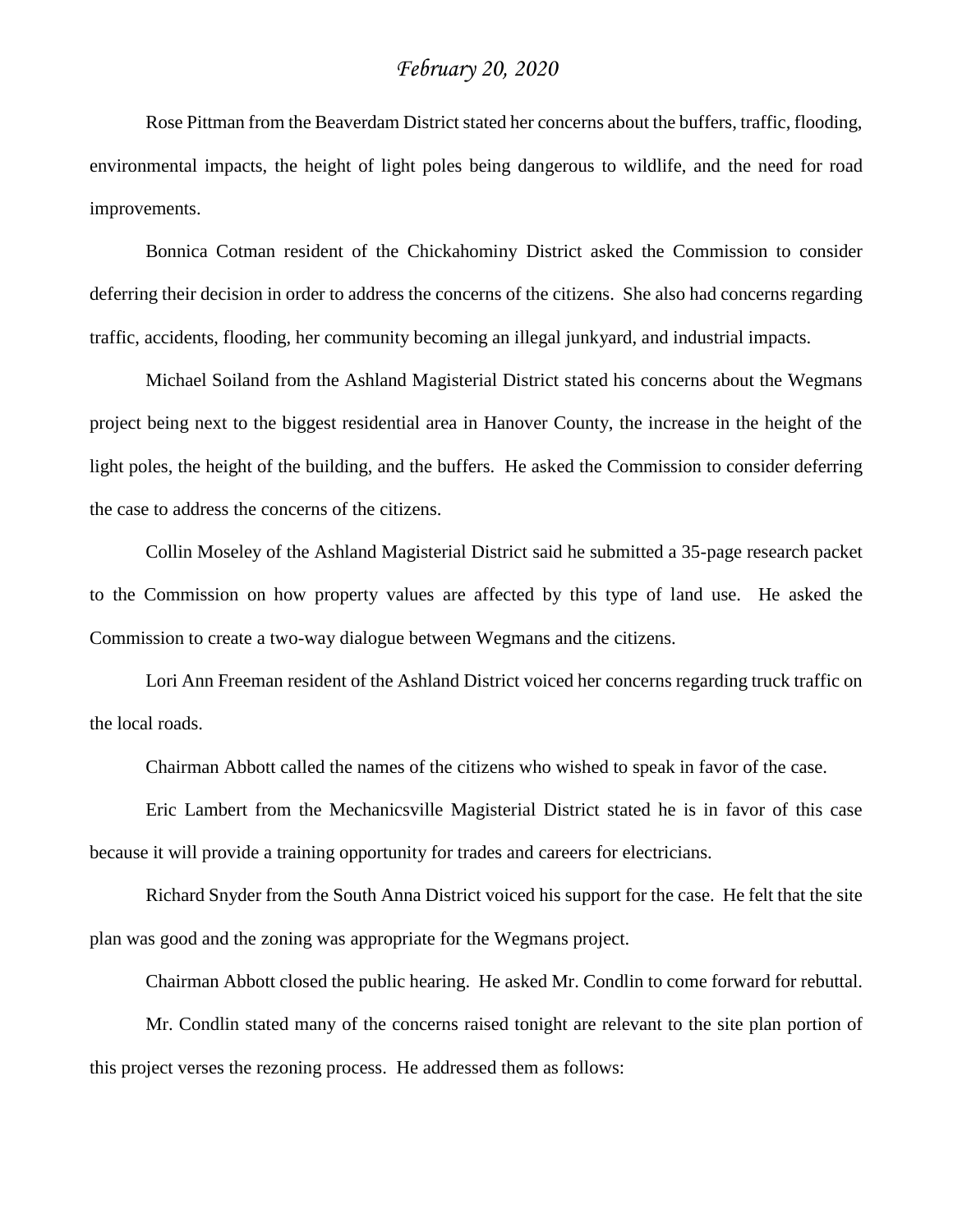Rose Pittman from the Beaverdam District stated her concerns about the buffers, traffic, flooding, environmental impacts, the height of light poles being dangerous to wildlife, and the need for road improvements.

Bonnica Cotman resident of the Chickahominy District asked the Commission to consider deferring their decision in order to address the concerns of the citizens. She also had concerns regarding traffic, accidents, flooding, her community becoming an illegal junkyard, and industrial impacts.

Michael Soiland from the Ashland Magisterial District stated his concerns about the Wegmans project being next to the biggest residential area in Hanover County, the increase in the height of the light poles, the height of the building, and the buffers. He asked the Commission to consider deferring the case to address the concerns of the citizens.

Collin Moseley of the Ashland Magisterial District said he submitted a 35-page research packet to the Commission on how property values are affected by this type of land use. He asked the Commission to create a two-way dialogue between Wegmans and the citizens.

Lori Ann Freeman resident of the Ashland District voiced her concerns regarding truck traffic on the local roads.

Chairman Abbott called the names of the citizens who wished to speak in favor of the case.

Eric Lambert from the Mechanicsville Magisterial District stated he is in favor of this case because it will provide a training opportunity for trades and careers for electricians.

Richard Snyder from the South Anna District voiced his support for the case. He felt that the site plan was good and the zoning was appropriate for the Wegmans project.

Chairman Abbott closed the public hearing. He asked Mr. Condlin to come forward for rebuttal.

Mr. Condlin stated many of the concerns raised tonight are relevant to the site plan portion of this project verses the rezoning process. He addressed them as follows: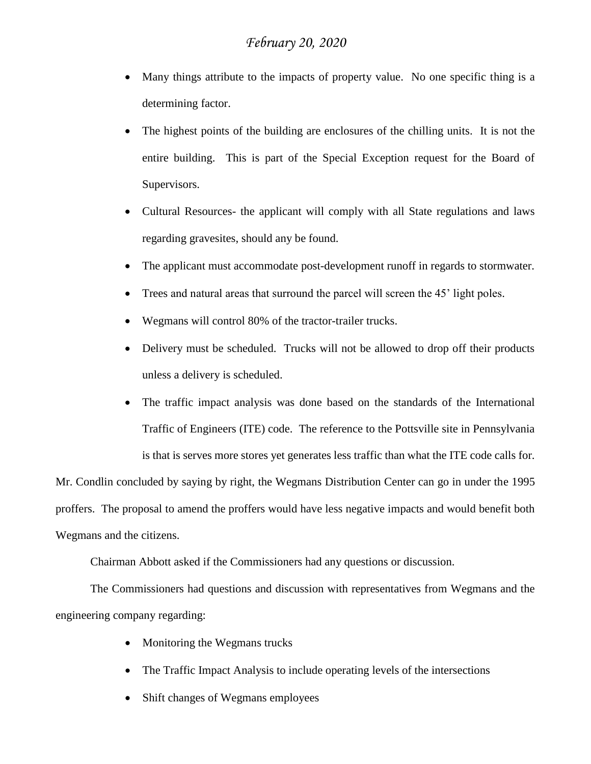- Many things attribute to the impacts of property value. No one specific thing is a determining factor.
- The highest points of the building are enclosures of the chilling units. It is not the entire building. This is part of the Special Exception request for the Board of Supervisors.
- Cultural Resources- the applicant will comply with all State regulations and laws regarding gravesites, should any be found.
- The applicant must accommodate post-development runoff in regards to stormwater.
- Trees and natural areas that surround the parcel will screen the 45' light poles.
- Wegmans will control 80% of the tractor-trailer trucks.
- Delivery must be scheduled. Trucks will not be allowed to drop off their products unless a delivery is scheduled.
- The traffic impact analysis was done based on the standards of the International Traffic of Engineers (ITE) code. The reference to the Pottsville site in Pennsylvania is that is serves more stores yet generates less traffic than what the ITE code calls for.

Mr. Condlin concluded by saying by right, the Wegmans Distribution Center can go in under the 1995 proffers. The proposal to amend the proffers would have less negative impacts and would benefit both Wegmans and the citizens.

Chairman Abbott asked if the Commissioners had any questions or discussion.

The Commissioners had questions and discussion with representatives from Wegmans and the engineering company regarding:

- Monitoring the Wegmans trucks
- The Traffic Impact Analysis to include operating levels of the intersections
- Shift changes of Wegmans employees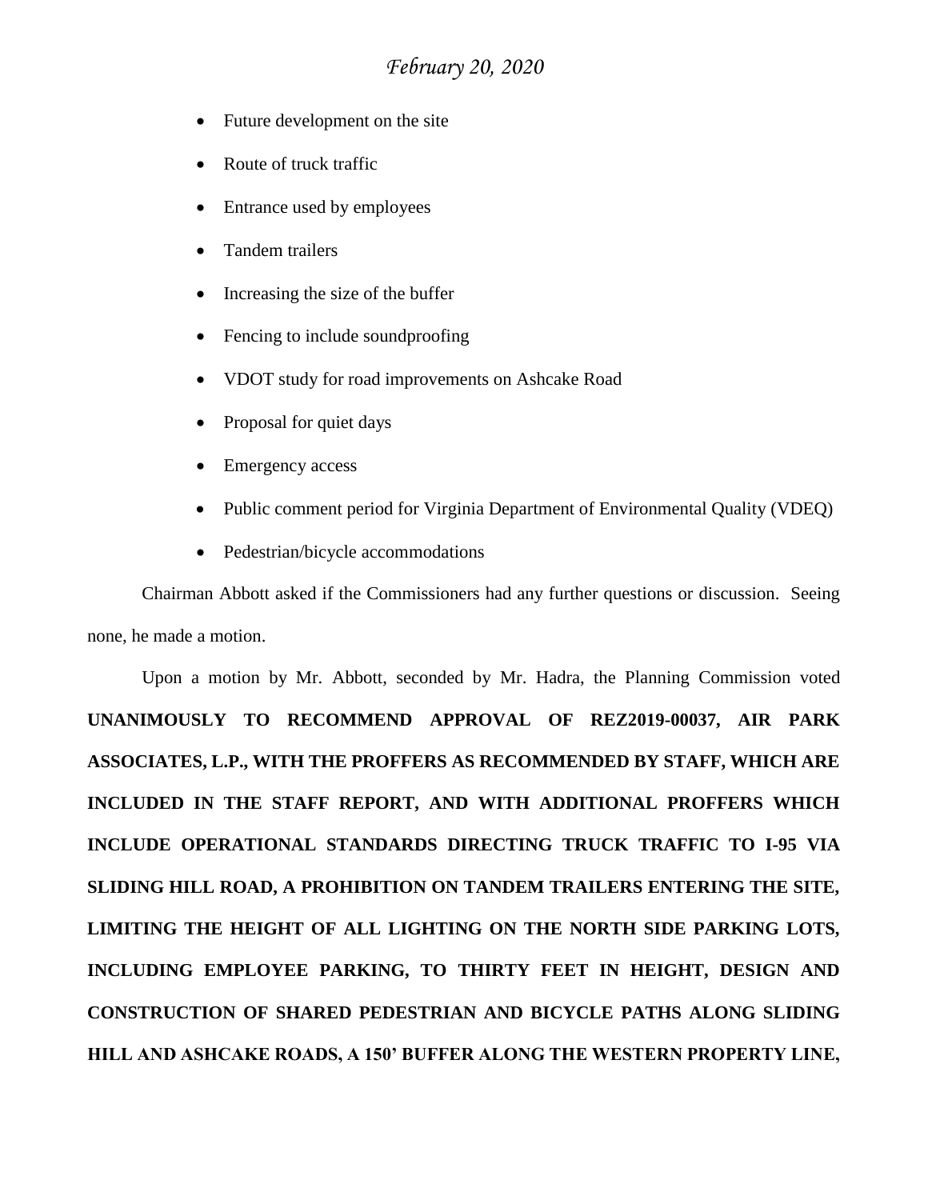- Future development on the site
- Route of truck traffic
- Entrance used by employees
- Tandem trailers
- Increasing the size of the buffer
- Fencing to include soundproofing
- VDOT study for road improvements on Ashcake Road
- Proposal for quiet days
- Emergency access
- Public comment period for Virginia Department of Environmental Quality (VDEQ)
- Pedestrian/bicycle accommodations

Chairman Abbott asked if the Commissioners had any further questions or discussion. Seeing none, he made a motion.

Upon a motion by Mr. Abbott, seconded by Mr. Hadra, the Planning Commission voted **UNANIMOUSLY TO RECOMMEND APPROVAL OF REZ2019-00037, AIR PARK ASSOCIATES, L.P., WITH THE PROFFERS AS RECOMMENDED BY STAFF, WHICH ARE INCLUDED IN THE STAFF REPORT, AND WITH ADDITIONAL PROFFERS WHICH INCLUDE OPERATIONAL STANDARDS DIRECTING TRUCK TRAFFIC TO I-95 VIA SLIDING HILL ROAD, A PROHIBITION ON TANDEM TRAILERS ENTERING THE SITE, LIMITING THE HEIGHT OF ALL LIGHTING ON THE NORTH SIDE PARKING LOTS, INCLUDING EMPLOYEE PARKING, TO THIRTY FEET IN HEIGHT, DESIGN AND CONSTRUCTION OF SHARED PEDESTRIAN AND BICYCLE PATHS ALONG SLIDING HILL AND ASHCAKE ROADS, A 150' BUFFER ALONG THE WESTERN PROPERTY LINE,**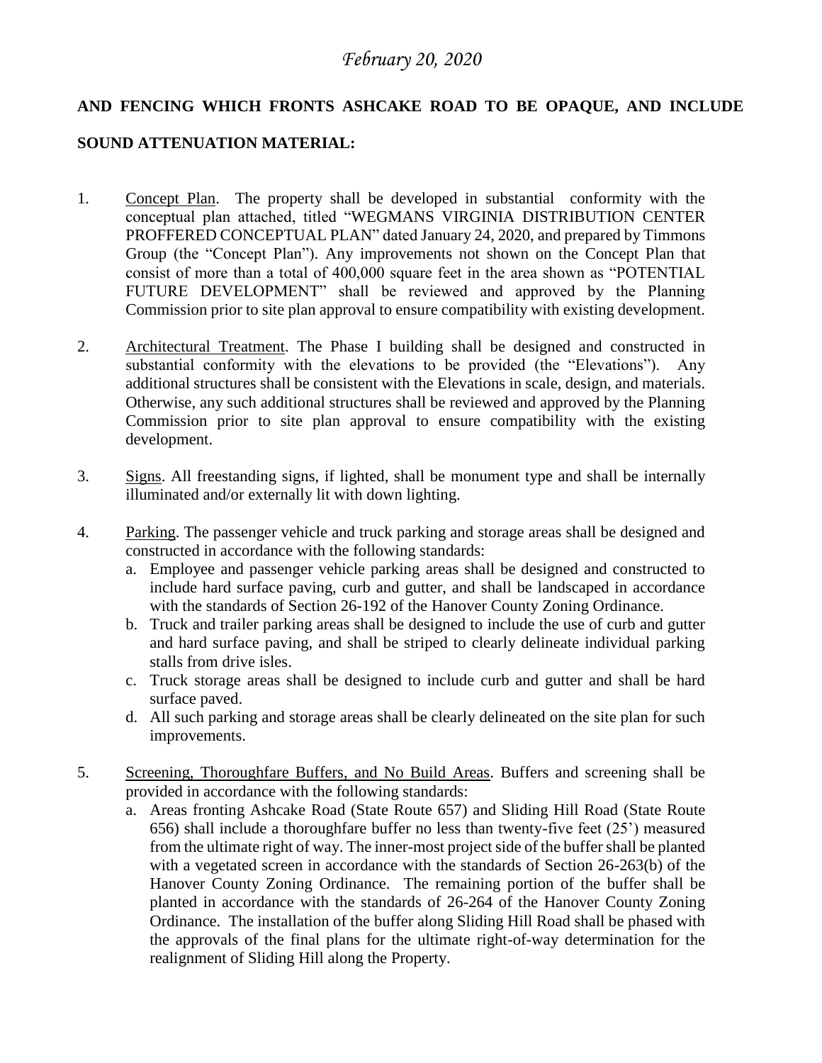*February 20, 2020*

**AND FENCING WHICH FRONTS ASHCAKE ROAD TO BE OPAQUE, AND INCLUDE SOUND ATTENUATION MATERIAL:**

1. Concept Plan. The property shall be developed in substantial conformity with the conceptual plan attached, titled "WEGMANS VIRGINIA DISTRIBUTION CENTER PROFFERED CONCEPTUAL PLAN" dated January 24, 2020, and prepared by Timmons Group (the "Concept Plan"). Any improvements not shown on the Concept Plan that consist of more than a total of 400,000 square feet in the area shown as "POTENTIAL FUTURE DEVELOPMENT" shall be reviewed and approved by the Planning Commission prior to site plan approval to ensure compatibility with existing development.

2. Architectural Treatment. The Phase I building shall be designed and constructed in substantial conformity with the elevations to be provided (the "Elevations"). Any additional structures shall be consistent with the Elevations in scale, design, and materials. Otherwise, any such additional structures shall be reviewed and approved by the Planning Commission prior to site plan approval to ensure compatibility with the existing development.

3. Signs. All freestanding signs, if lighted, shall be monument type and shall be internally illuminated and/or externally lit with down lighting.

4. Parking. The passenger vehicle and truck parking and storage areas shall be designed and constructed in accordance with the following standards:
   a. Employee and passenger vehicle parking areas shall be designed and constructed to include hard surface paving, curb and gutter, and shall be landscaped in accordance with the standards of Section 26-192 of the Hanover County Zoning Ordinance.
   b. Truck and trailer parking areas shall be designed to include the use of curb and gutter and hard surface paving, and shall be striped to clearly delineate individual parking stalls from drive isles.
   c. Truck storage areas shall be designed to include curb and gutter and shall be hard surface paved.
   d. All such parking and storage areas shall be clearly delineated on the site plan for such improvements.

5. Screening, Thoroughfare Buffers, and No Build Areas. Buffers and screening shall be provided in accordance with the following standards:
   a. Areas fronting Ashcake Road (State Route 657) and Sliding Hill Road (State Route 656) shall include a thoroughfare buffer no less than twenty-five feet (25') measured from the ultimate right of way. The inner-most project side of the buffer shall be planted with a vegetated screen in accordance with the standards of Section 26-263(b) of the Hanover County Zoning Ordinance. The remaining portion of the buffer shall be planted in accordance with the standards of 26-264 of the Hanover County Zoning Ordinance. The installation of the buffer along Sliding Hill Road shall be phased with the approvals of the final plans for the ultimate right-of-way determination for the realignment of Sliding Hill along the Property.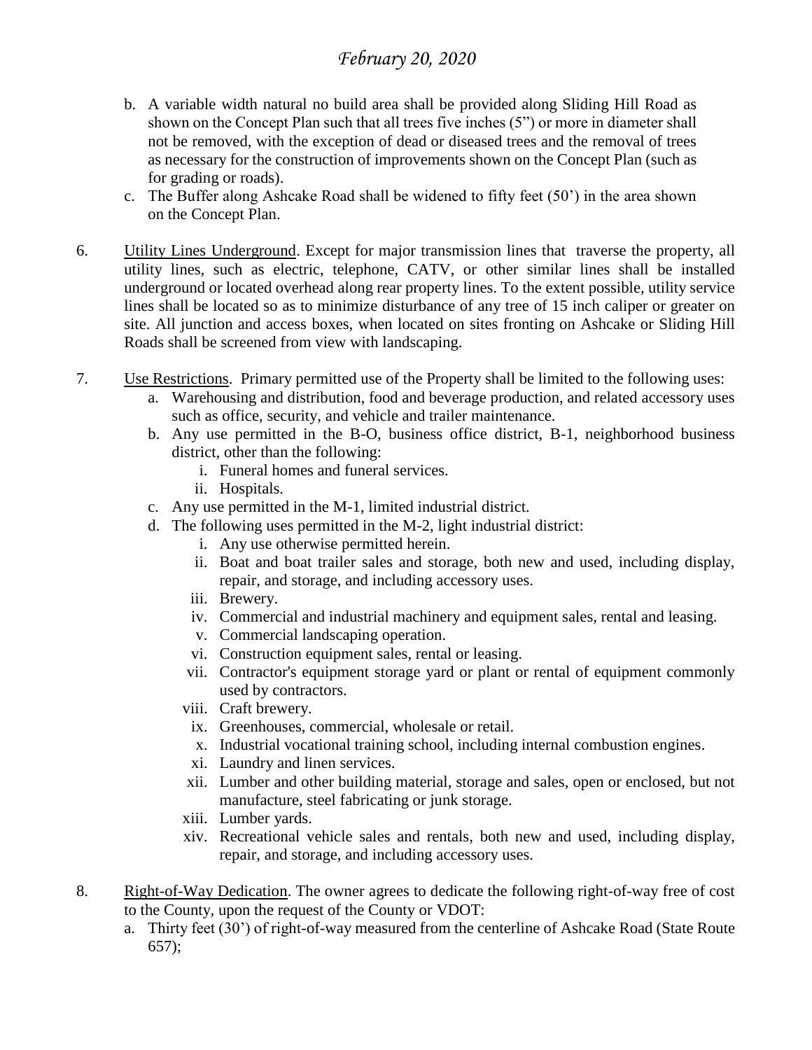b. A variable width natural no build area shall be provided along Sliding Hill Road as shown on the Concept Plan such that all trees five inches (5") or more in diameter shall not be removed, with the exception of dead or diseased trees and the removal of trees as necessary for the construction of improvements shown on the Concept Plan (such as for grading or roads).
c. The Buffer along Ashcake Road shall be widened to fifty feet (50') in the area shown on the Concept Plan.

6. Utility Lines Underground. Except for major transmission lines that traverse the property, all utility lines, such as electric, telephone, CATV, or other similar lines shall be installed underground or located overhead along rear property lines. To the extent possible, utility service lines shall be located so as to minimize disturbance of any tree of 15 inch caliper or greater on site. All junction and access boxes, when located on sites fronting on Ashcake or Sliding Hill Roads shall be screened from view with landscaping.

7. Use Restrictions. Primary permitted use of the Property shall be limited to the following uses:
   a. Warehousing and distribution, food and beverage production, and related accessory uses such as office, security, and vehicle and trailer maintenance.
   b. Any use permitted in the B-O, business office district, B-1, neighborhood business district, other than the following:
      i. Funeral homes and funeral services.
      ii. Hospitals.
   c. Any use permitted in the M-1, limited industrial district.
   d. The following uses permitted in the M-2, light industrial district:
      i. Any use otherwise permitted herein.
      ii. Boat and boat trailer sales and storage, both new and used, including display, repair, and storage, and including accessory uses.
      iii. Brewery.
      iv. Commercial and industrial machinery and equipment sales, rental and leasing.
      v. Commercial landscaping operation.
      vi. Construction equipment sales, rental or leasing.
      vii. Contractor's equipment storage yard or plant or rental of equipment commonly used by contractors.
      viii. Craft brewery.
      ix. Greenhouses, commercial, wholesale or retail.
      x. Industrial vocational training school, including internal combustion engines.
      xi. Laundry and linen services.
      xii. Lumber and other building material, storage and sales, open or enclosed, but not manufacture, steel fabricating or junk storage.
      xiii. Lumber yards.
      xiv. Recreational vehicle sales and rentals, both new and used, including display, repair, and storage, and including accessory uses.

8. Right-of-Way Dedication. The owner agrees to dedicate the following right-of-way free of cost to the County, upon the request of the County or VDOT:
   a. Thirty feet (30') of right-of-way measured from the centerline of Ashcake Road (State Route 657);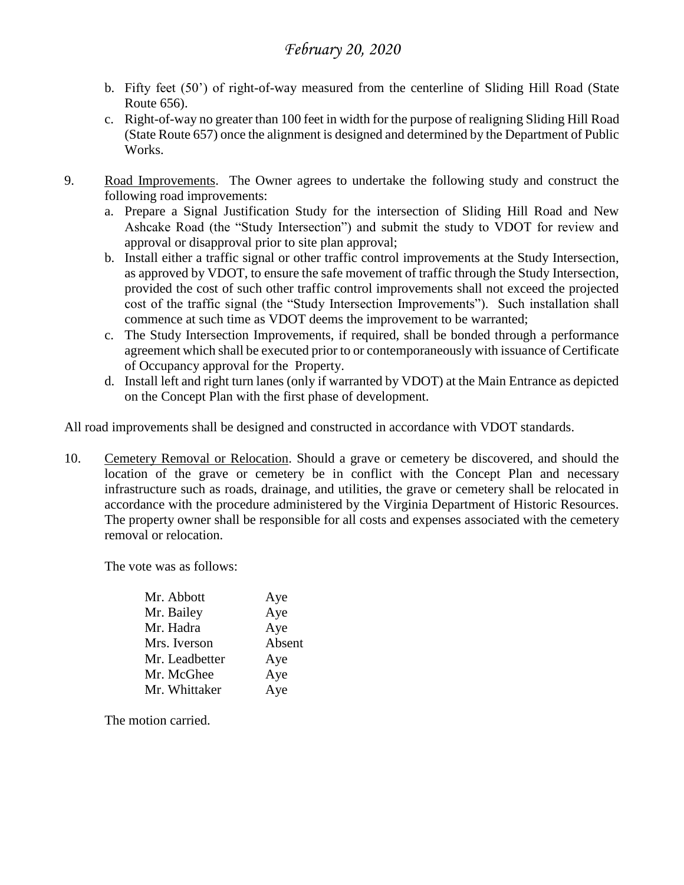b. Fifty feet (50') of right-of-way measured from the centerline of Sliding Hill Road (State Route 656).
c. Right-of-way no greater than 100 feet in width for the purpose of realigning Sliding Hill Road (State Route 657) once the alignment is designed and determined by the Department of Public Works.

9. Road Improvements. The Owner agrees to undertake the following study and construct the following road improvements:
   a. Prepare a Signal Justification Study for the intersection of Sliding Hill Road and New Ashcake Road (the "Study Intersection") and submit the study to VDOT for review and approval or disapproval prior to site plan approval;
   b. Install either a traffic signal or other traffic control improvements at the Study Intersection, as approved by VDOT, to ensure the safe movement of traffic through the Study Intersection, provided the cost of such other traffic control improvements shall not exceed the projected cost of the traffic signal (the "Study Intersection Improvements"). Such installation shall commence at such time as VDOT deems the improvement to be warranted;
   c. The Study Intersection Improvements, if required, shall be bonded through a performance agreement which shall be executed prior to or contemporaneously with issuance of Certificate of Occupancy approval for the Property.
   d. Install left and right turn lanes (only if warranted by VDOT) at the Main Entrance as depicted on the Concept Plan with the first phase of development.

All road improvements shall be designed and constructed in accordance with VDOT standards.

10. Cemetery Removal or Relocation. Should a grave or cemetery be discovered, and should the location of the grave or cemetery be in conflict with the Concept Plan and necessary infrastructure such as roads, drainage, and utilities, the grave or cemetery shall be relocated in accordance with the procedure administered by the Virginia Department of Historic Resources. The property owner shall be responsible for all costs and expenses associated with the cemetery removal or relocation.

The vote was as follows:

| | |
|---|---|
| Mr. Abbott | Aye |
| Mr. Bailey | Aye |
| Mr. Hadra | Aye |
| Mrs. Iverson | Absent |
| Mr. Leadbetter | Aye |
| Mr. McGhee | Aye |
| Mr. Whittaker | Aye |

The motion carried.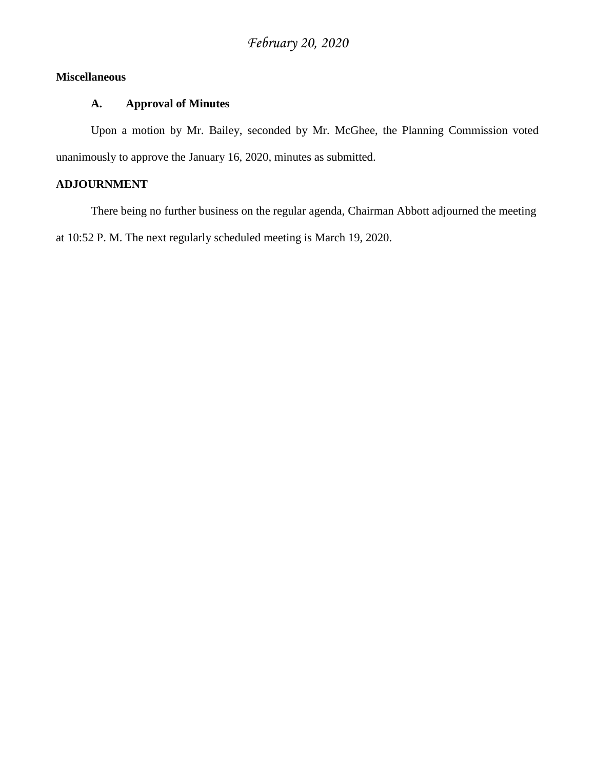**Miscellaneous**

**A. Approval of Minutes**

Upon a motion by Mr. Bailey, seconded by Mr. McGhee, the Planning Commission voted unanimously to approve the January 16, 2020, minutes as submitted.

**ADJOURNMENT**

There being no further business on the regular agenda, Chairman Abbott adjourned the meeting at 10:52 P. M. The next regularly scheduled meeting is March 19, 2020.